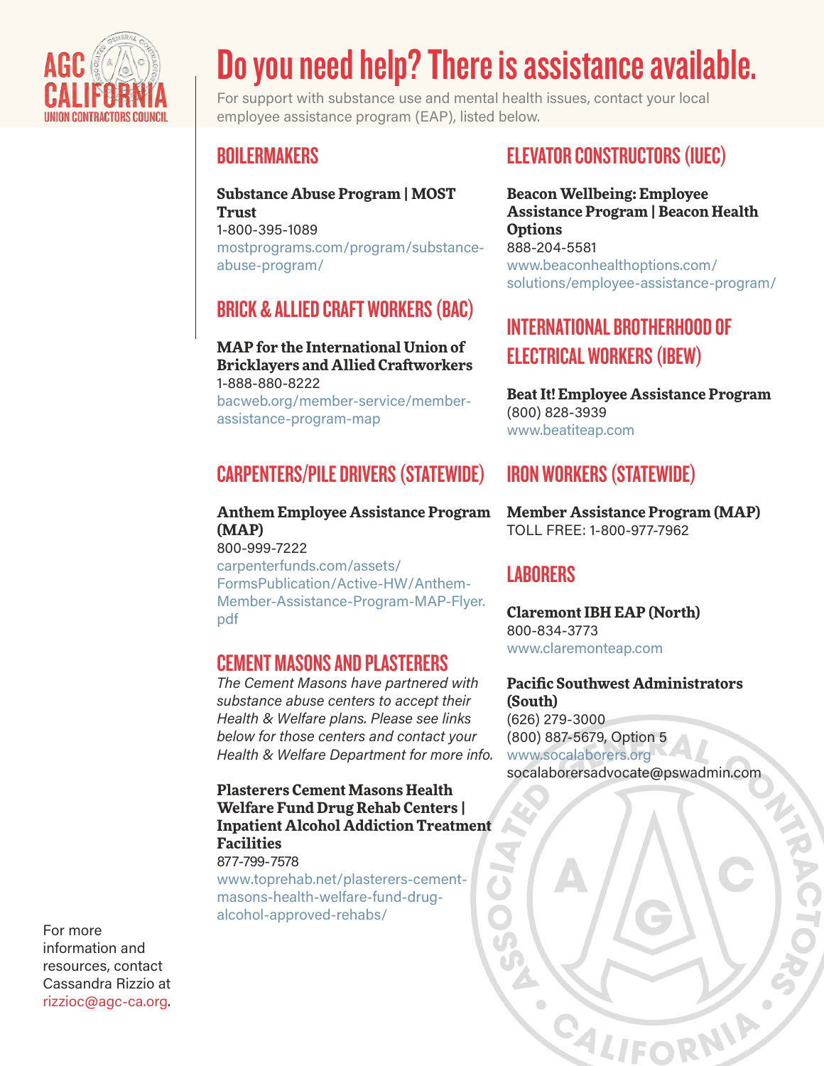AGC CALIFORNIA
UNION CONTRACTORS COUNCIL

# Do you need help? There is assistance available.

For support with substance use and mental health issues, contact your local employee assistance program (EAP), listed below.

## BOILERMAKERS

**Substance Abuse Program | MOST Trust**
1-800-395-1089
mostprograms.com/program/substance-abuse-program/

## BRICK & ALLIED CRAFT WORKERS (BAC)

**MAP for the International Union of Bricklayers and Allied Craftworkers**
1-888-880-8222
bacweb.org/member-service/member-assistance-program-map

## CARPENTERS/PILE DRIVERS (STATEWIDE)

**Anthem Employee Assistance Program (MAP)**
800-999-7222
carpenterfunds.com/assets/FormsPublication/Active-HW/Anthem-Member-Assistance-Program-MAP-Flyer.pdf

## CEMENT MASONS AND PLASTERERS

*The Cement Masons have partnered with substance abuse centers to accept their Health & Welfare plans. Please see links below for those centers and contact your Health & Welfare Department for more info.*

**Plasterers Cement Masons Health Welfare Fund Drug Rehab Centers | Inpatient Alcohol Addiction Treatment Facilities**
877-799-7578
www.toprehab.net/plasterers-cement-masons-health-welfare-fund-drug-alcohol-approved-rehabs/

## ELEVATOR CONSTRUCTORS (IUEC)

**Beacon Wellbeing: Employee Assistance Program | Beacon Health Options**
888-204-5581
www.beaconhealthoptions.com/solutions/employee-assistance-program/

## INTERNATIONAL BROTHERHOOD OF ELECTRICAL WORKERS (IBEW)

**Beat It! Employee Assistance Program**
(800) 828-3939
www.beatiteap.com

## IRON WORKERS (STATEWIDE)

**Member Assistance Program (MAP)**
TOLL FREE: 1-800-977-7962

## LABORERS

**Claremont IBH EAP (North)**
800-834-3773
www.claremonteap.com

**Pacific Southwest Administrators (South)**
(626) 279-3000
(800) 887-5679, Option 5
www.socalaborers.org
socalaborersadvocate@pswadmin.com

For more information and resources, contact Cassandra Rizzio at rizzioc@agc-ca.org.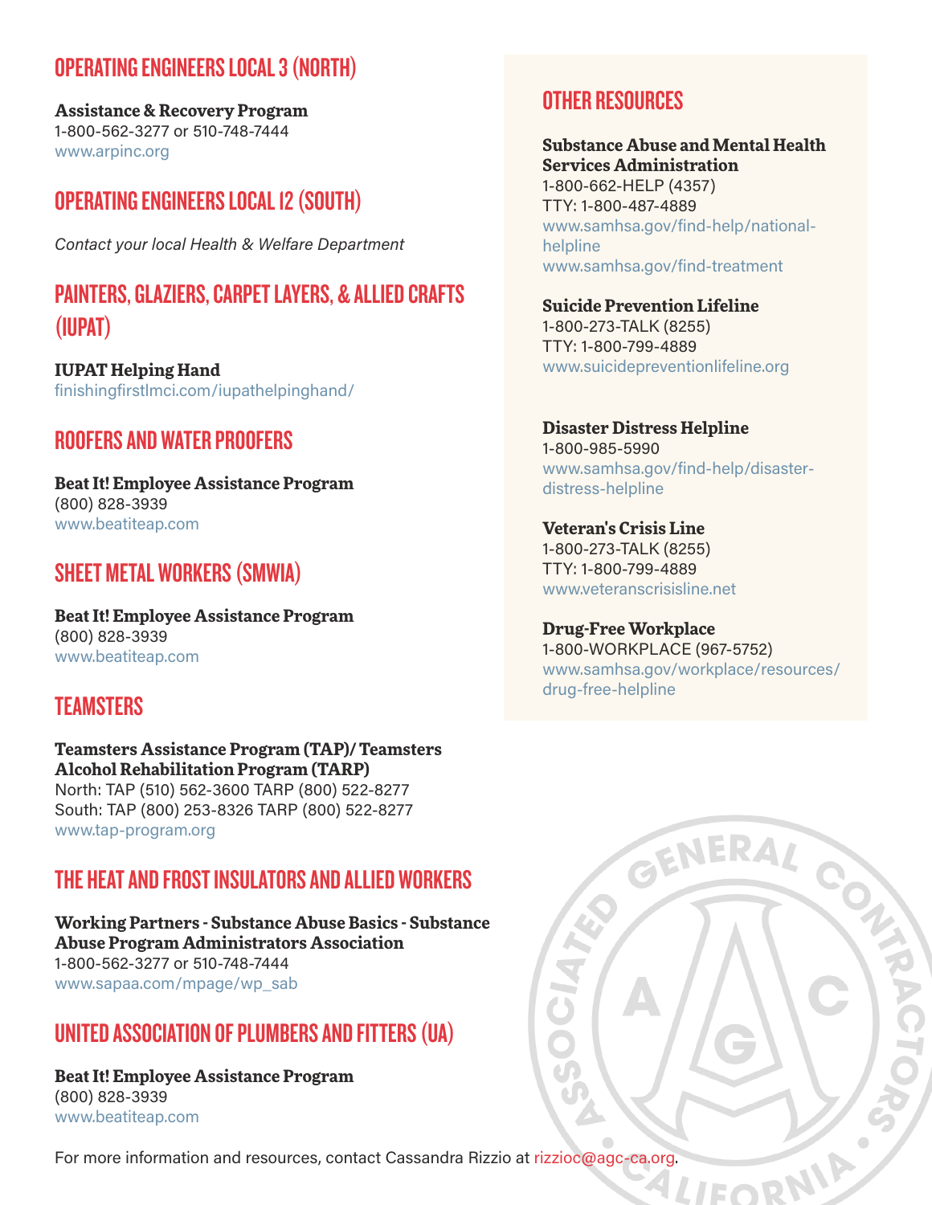## OPERATING ENGINEERS LOCAL 3 (NORTH)

**Assistance & Recovery Program**
1-800-562-3277 or 510-748-7444
www.arpinc.org

## OPERATING ENGINEERS LOCAL 12 (SOUTH)

*Contact your local Health & Welfare Department*

## PAINTERS, GLAZIERS, CARPET LAYERS, & ALLIED CRAFTS (IUPAT)

**IUPAT Helping Hand**
finishingfirstlmci.com/iupathelpinghand/

## ROOFERS AND WATER PROOFERS

**Beat It! Employee Assistance Program**
(800) 828-3939
www.beatiteap.com

## SHEET METAL WORKERS (SMWIA)

**Beat It! Employee Assistance Program**
(800) 828-3939
www.beatiteap.com

## TEAMSTERS

**Teamsters Assistance Program (TAP)/ Teamsters Alcohol Rehabilitation Program (TARP)**
North: TAP (510) 562-3600 TARP (800) 522-8277
South: TAP (800) 253-8326 TARP (800) 522-8277
www.tap-program.org

## THE HEAT AND FROST INSULATORS AND ALLIED WORKERS

**Working Partners - Substance Abuse Basics - Substance Abuse Program Administrators Association**
1-800-562-3277 or 510-748-7444
www.sapaa.com/mpage/wp_sab

## UNITED ASSOCIATION OF PLUMBERS AND FITTERS (UA)

**Beat It! Employee Assistance Program**
(800) 828-3939
www.beatiteap.com

## OTHER RESOURCES

**Substance Abuse and Mental Health Services Administration**
1-800-662-HELP (4357)
TTY: 1-800-487-4889
www.samhsa.gov/find-help/national-helpline
www.samhsa.gov/find-treatment

**Suicide Prevention Lifeline**
1-800-273-TALK (8255)
TTY: 1-800-799-4889
www.suicidepreventionlifeline.org

**Disaster Distress Helpline**
1-800-985-5990
www.samhsa.gov/find-help/disaster-distress-helpline

**Veteran's Crisis Line**
1-800-273-TALK (8255)
TTY: 1-800-799-4889
www.veteranscrisisline.net

**Drug-Free Workplace**
1-800-WORKPLACE (967-5752)
www.samhsa.gov/workplace/resources/drug-free-helpline

For more information and resources, contact Cassandra Rizzio at rizzioc@agc-ca.org.